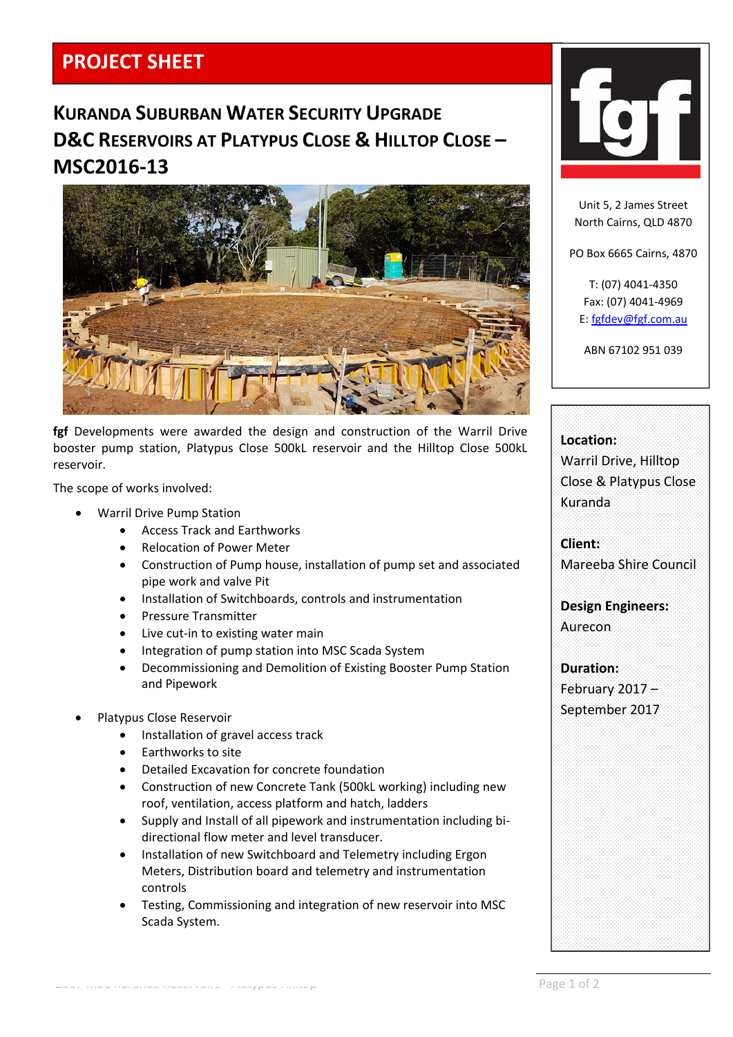# PROJECT SHEET

## Kuranda Suburban Water Security Upgrade D&C Reservoirs at Platypus Close & Hilltop Close – MSC2016-13

**fgf** Developments were awarded the design and construction of the Warril Drive booster pump station, Platypus Close 500kL reservoir and the Hilltop Close 500kL reservoir.

The scope of works involved:

- Warril Drive Pump Station
  - Access Track and Earthworks
  - Relocation of Power Meter
  - Construction of Pump house, installation of pump set and associated pipe work and valve Pit
  - Installation of Switchboards, controls and instrumentation
  - Pressure Transmitter
  - Live cut-in to existing water main
  - Integration of pump station into MSC Scada System
  - Decommissioning and Demolition of Existing Booster Pump Station and Pipework
- Platypus Close Reservoir
  - Installation of gravel access track
  - Earthworks to site
  - Detailed Excavation for concrete foundation
  - Construction of new Concrete Tank (500kL working) including new roof, ventilation, access platform and hatch, ladders
  - Supply and Install of all pipework and instrumentation including bi-directional flow meter and level transducer.
  - Installation of new Switchboard and Telemetry including Ergon Meters, Distribution board and telemetry and instrumentation controls
  - Testing, Commissioning and integration of new reservoir into MSC Scada System.

Unit 5, 2 James Street
North Cairns, QLD 4870

PO Box 6665 Cairns, 4870

T: (07) 4041-4350
Fax: (07) 4041-4969
E: fgfdev@fgf.com.au

ABN 67102 951 039

**Location:**
Warril Drive, Hilltop Close & Platypus Close Kuranda

**Client:**
Mareeba Shire Council

**Design Engineers:**
Aurecon

**Duration:**
February 2017 – September 2017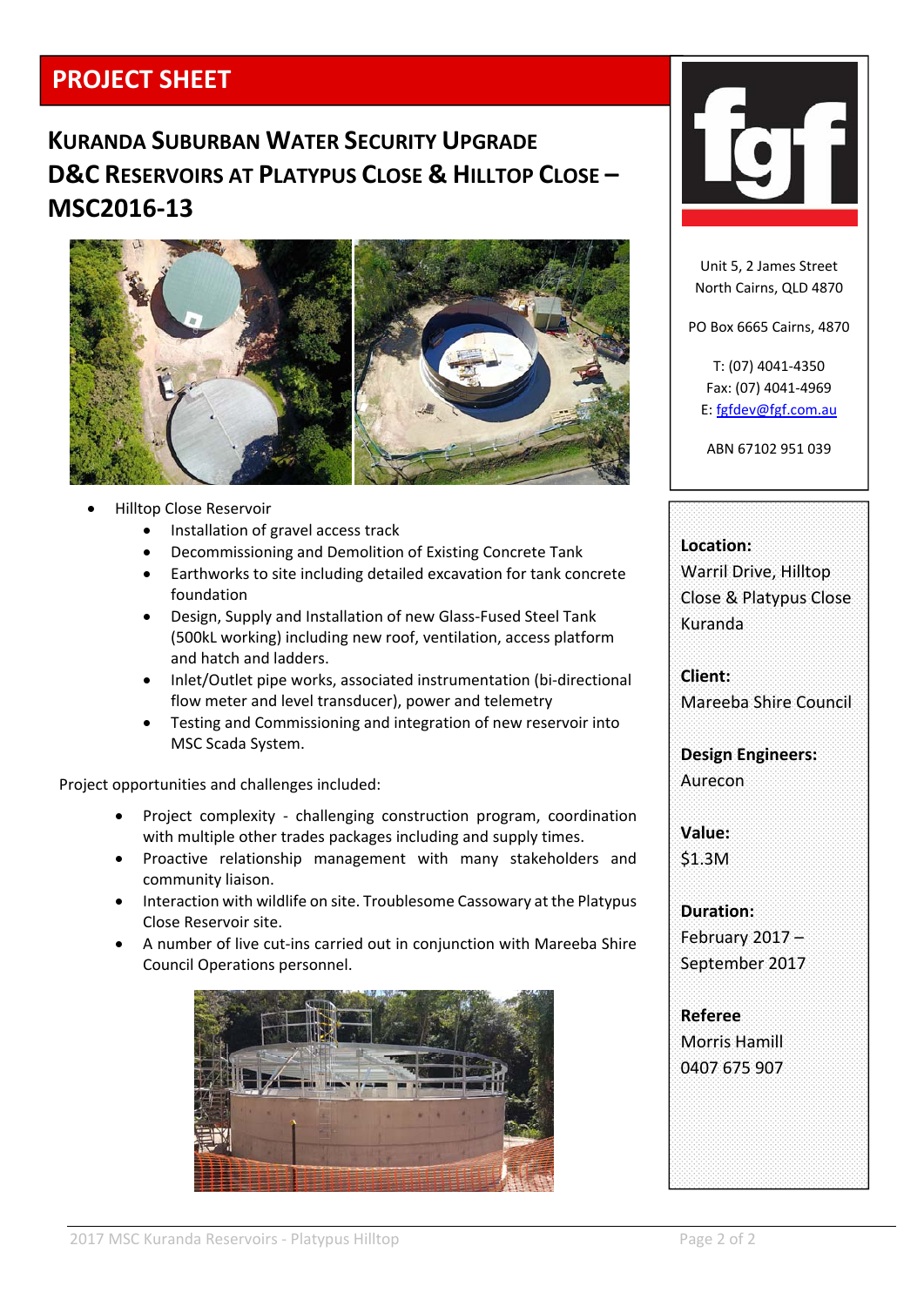# PROJECT SHEET

## Kuranda Suburban Water Security Upgrade D&C Reservoirs at Platypus Close & Hilltop Close – MSC2016-13

- Hilltop Close Reservoir
  - Installation of gravel access track
  - Decommissioning and Demolition of Existing Concrete Tank
  - Earthworks to site including detailed excavation for tank concrete foundation
  - Design, Supply and Installation of new Glass-Fused Steel Tank (500kL working) including new roof, ventilation, access platform and hatch and ladders.
  - Inlet/Outlet pipe works, associated instrumentation (bi-directional flow meter and level transducer), power and telemetry
  - Testing and Commissioning and integration of new reservoir into MSC Scada System.

Project opportunities and challenges included:

- Project complexity - challenging construction program, coordination with multiple other trades packages including and supply times.
- Proactive relationship management with many stakeholders and community liaison.
- Interaction with wildlife on site. Troublesome Cassowary at the Platypus Close Reservoir site.
- A number of live cut-ins carried out in conjunction with Mareeba Shire Council Operations personnel.

fgf

Unit 5, 2 James Street
North Cairns, QLD 4870

PO Box 6665 Cairns, 4870

T: (07) 4041-4350
Fax: (07) 4041-4969
E: fgfdev@fgf.com.au

ABN 67102 951 039

**Location:**
Warril Drive, Hilltop Close & Platypus Close Kuranda

**Client:**
Mareeba Shire Council

**Design Engineers:**
Aurecon

**Value:**
$1.3M

**Duration:**
February 2017 – September 2017

**Referee**
Morris Hamill
0407 675 907